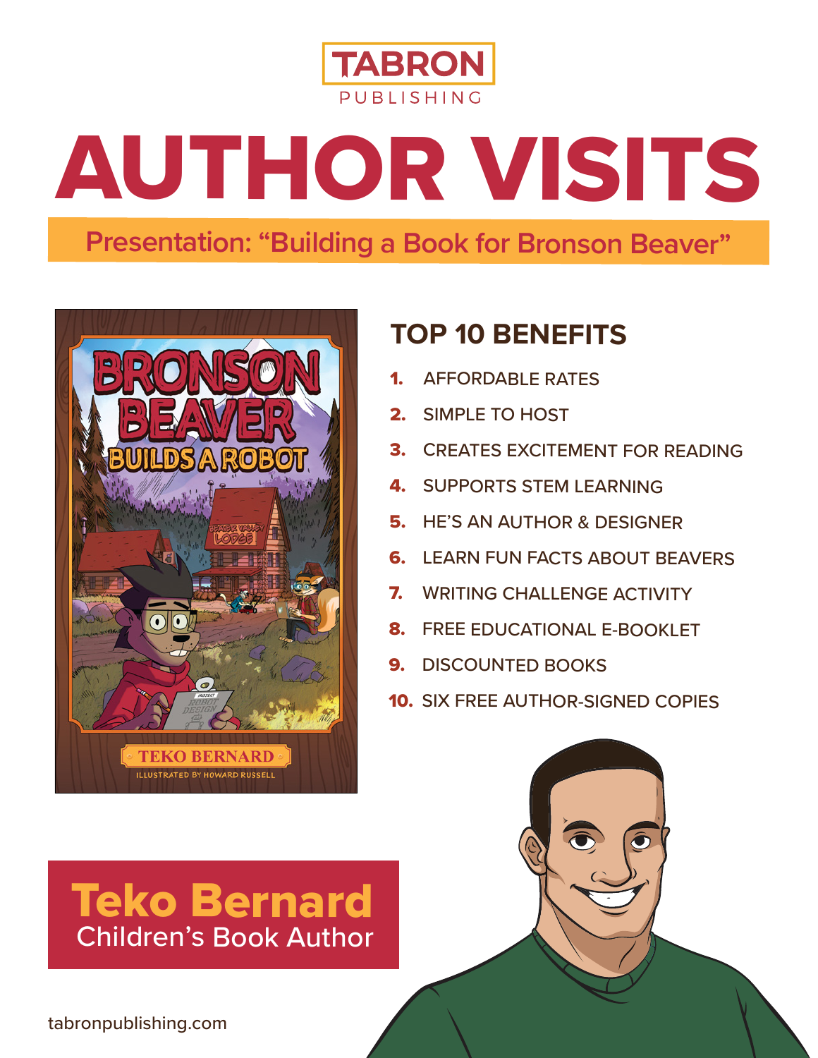TABRON
PUBLISHING

# AUTHOR VISITS

## Presentation: "Building a Book for Bronson Beaver"

## TOP 10 BENEFITS

1. AFFORDABLE RATES
2. SIMPLE TO HOST
3. CREATES EXCITEMENT FOR READING
4. SUPPORTS STEM LEARNING
5. HE'S AN AUTHOR & DESIGNER
6. LEARN FUN FACTS ABOUT BEAVERS
7. WRITING CHALLENGE ACTIVITY
8. FREE EDUCATIONAL E-BOOKLET
9. DISCOUNTED BOOKS
10. SIX FREE AUTHOR-SIGNED COPIES

## Teko Bernard

Children's Book Author

tabronpublishing.com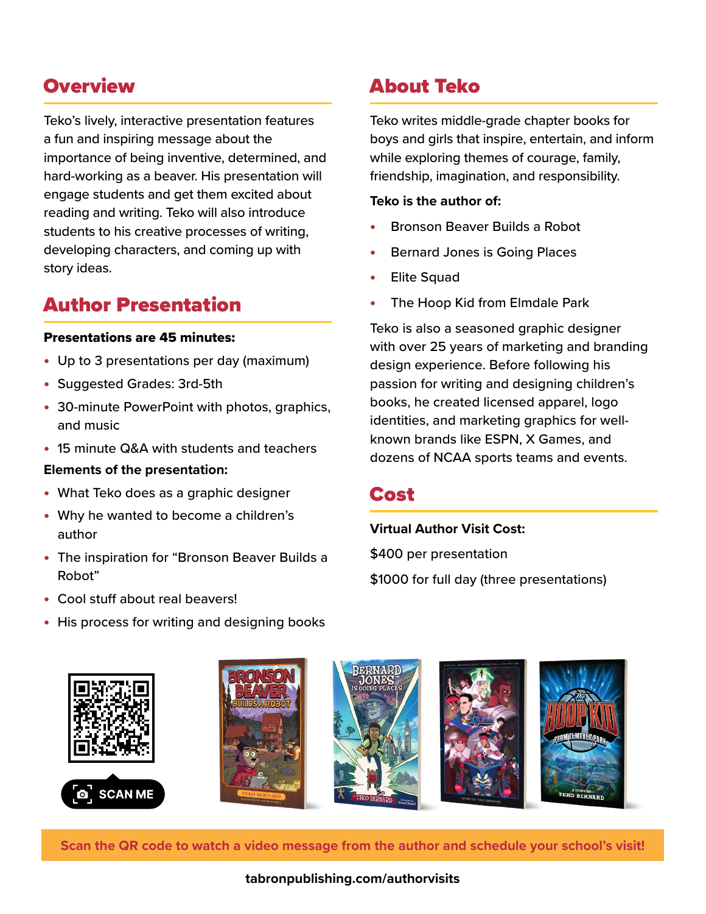## Overview

Teko's lively, interactive presentation features a fun and inspiring message about the importance of being inventive, determined, and hard-working as a beaver. His presentation will engage students and get them excited about reading and writing. Teko will also introduce students to his creative processes of writing, developing characters, and coming up with story ideas.

## Author Presentation

**Presentations are 45 minutes:**

- Up to 3 presentations per day (maximum)
- Suggested Grades: 3rd-5th
- 30-minute PowerPoint with photos, graphics, and music
- 15 minute Q&A with students and teachers

**Elements of the presentation:**

- What Teko does as a graphic designer
- Why he wanted to become a children's author
- The inspiration for "Bronson Beaver Builds a Robot"
- Cool stuff about real beavers!
- His process for writing and designing books

## About Teko

Teko writes middle-grade chapter books for boys and girls that inspire, entertain, and inform while exploring themes of courage, family, friendship, imagination, and responsibility.

**Teko is the author of:**

- Bronson Beaver Builds a Robot
- Bernard Jones is Going Places
- Elite Squad
- The Hoop Kid from Elmdale Park

Teko is also a seasoned graphic designer with over 25 years of marketing and branding design experience. Before following his passion for writing and designing children's books, he created licensed apparel, logo identities, and marketing graphics for well-known brands like ESPN, X Games, and dozens of NCAA sports teams and events.

## Cost

**Virtual Author Visit Cost:**

$400 per presentation

$1000 for full day (three presentations)

SCAN ME

Scan the QR code to watch a video message from the author and schedule your school's visit!

**tabronpublishing.com/authorvisits**